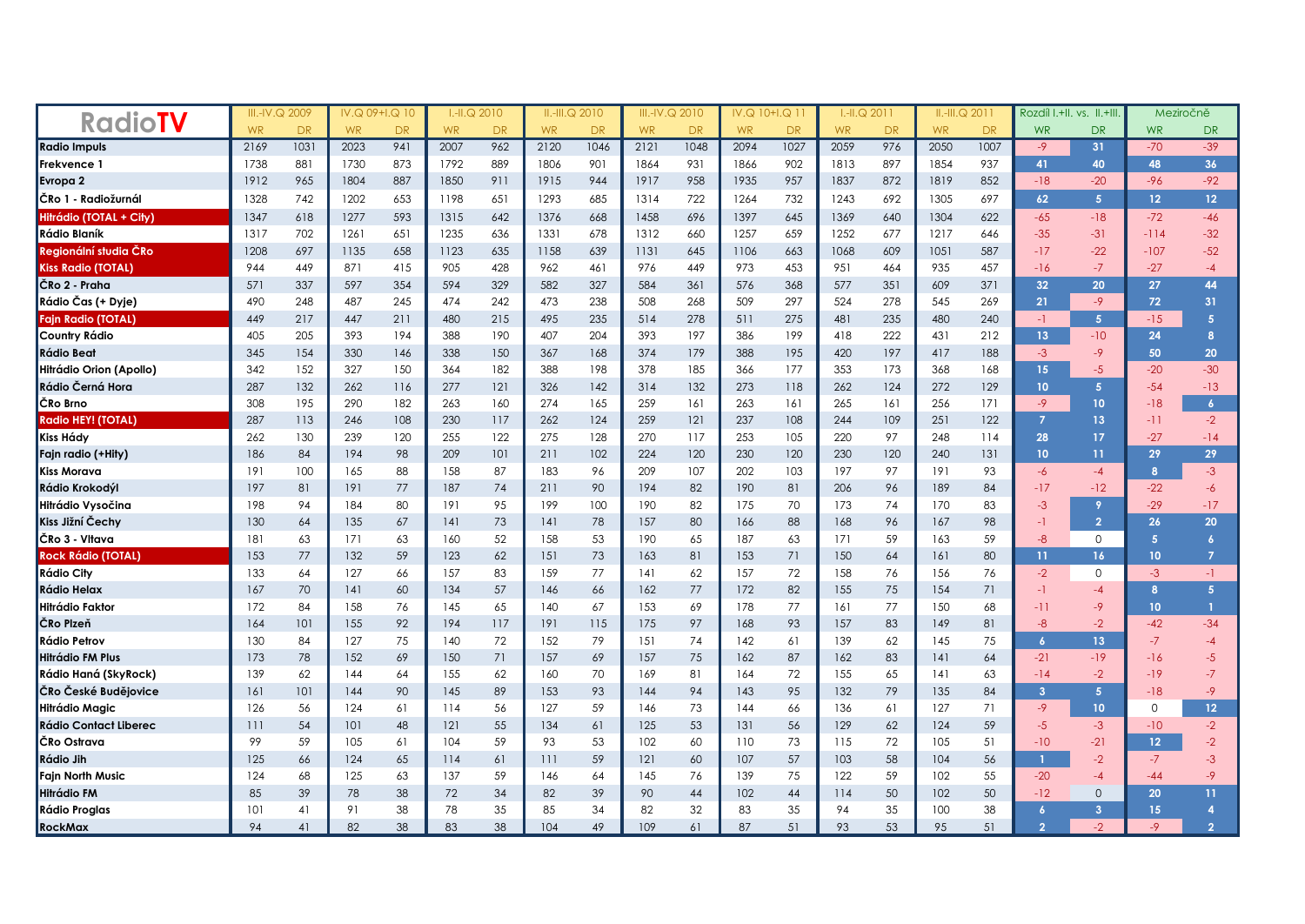| RadioTV | III.-IV.Q 2009 | | IV.Q 09+I.Q 10 | | I.-II.Q 2010 | | II.-III.Q 2010 | | III.-IV.Q 2010 | | IV.Q 10+I.Q 11 | | I.-II.Q 2011 | | II.-III.Q 2011 | | Rozdíl I.+II. vs. II.+III. | | Meziročně | |
|---|---|---|---|---|---|---|---|---|---|---|---|---|---|---|---|---|---|---|---|---|
| | WR | DR | WR | DR | WR | DR | WR | DR | WR | DR | WR | DR | WR | DR | WR | DR | WR | DR | WR | DR |
| Radio Impuls | 2169 | 1031 | 2023 | 941 | 2007 | 962 | 2120 | 1046 | 2121 | 1048 | 2094 | 1027 | 2059 | 976 | 2050 | 1007 | -9 | 31 | -70 | -39 |
| Frekvence 1 | 1738 | 881 | 1730 | 873 | 1792 | 889 | 1806 | 901 | 1864 | 931 | 1866 | 902 | 1813 | 897 | 1854 | 937 | 41 | 40 | 48 | 36 |
| Evropa 2 | 1912 | 965 | 1804 | 887 | 1850 | 911 | 1915 | 944 | 1917 | 958 | 1935 | 957 | 1837 | 872 | 1819 | 852 | -18 | -20 | -96 | -92 |
| ČRo 1 - Radiožurnál | 1328 | 742 | 1202 | 653 | 1198 | 651 | 1293 | 685 | 1314 | 722 | 1264 | 732 | 1243 | 692 | 1305 | 697 | 62 | 5 | 12 | 12 |
| Hitrádio (TOTAL + City) | 1347 | 618 | 1277 | 593 | 1315 | 642 | 1376 | 668 | 1458 | 696 | 1397 | 645 | 1369 | 640 | 1304 | 622 | -65 | -18 | -72 | -46 |
| Rádio Blaník | 1317 | 702 | 1261 | 651 | 1235 | 636 | 1331 | 678 | 1312 | 660 | 1257 | 659 | 1252 | 677 | 1217 | 646 | -35 | -31 | -114 | -32 |
| Regionální studia ČRo | 1208 | 697 | 1135 | 658 | 1123 | 635 | 1158 | 639 | 1131 | 645 | 1106 | 663 | 1068 | 609 | 1051 | 587 | -17 | -22 | -107 | -52 |
| Kiss Radio (TOTAL) | 944 | 449 | 871 | 415 | 905 | 428 | 962 | 461 | 976 | 449 | 973 | 453 | 951 | 464 | 935 | 457 | -16 | -7 | -27 | -4 |
| ČRo 2 - Praha | 571 | 337 | 597 | 354 | 594 | 329 | 582 | 327 | 584 | 361 | 576 | 368 | 577 | 351 | 609 | 371 | 32 | 20 | 27 | 44 |
| Rádio Čas (+ Dyje) | 490 | 248 | 487 | 245 | 474 | 242 | 473 | 238 | 508 | 268 | 509 | 297 | 524 | 278 | 545 | 269 | 21 | -9 | 72 | 31 |
| Fajn Radio (TOTAL) | 449 | 217 | 447 | 211 | 480 | 215 | 495 | 235 | 514 | 278 | 511 | 275 | 481 | 235 | 480 | 240 | -1 | 5 | -15 | 5 |
| Country Rádio | 405 | 205 | 393 | 194 | 388 | 190 | 407 | 204 | 393 | 197 | 386 | 199 | 418 | 222 | 431 | 212 | 13 | -10 | 24 | 8 |
| Rádio Beat | 345 | 154 | 330 | 146 | 338 | 150 | 367 | 168 | 374 | 179 | 388 | 195 | 420 | 197 | 417 | 188 | -3 | -9 | 50 | 20 |
| Hitrádio Orion (Apollo) | 342 | 152 | 327 | 150 | 364 | 182 | 388 | 198 | 378 | 185 | 366 | 177 | 353 | 173 | 368 | 168 | 15 | -5 | -20 | -30 |
| Rádio Černá Hora | 287 | 132 | 262 | 116 | 277 | 121 | 326 | 142 | 314 | 132 | 273 | 118 | 262 | 124 | 272 | 129 | 10 | 5 | -54 | -13 |
| ČRo Brno | 308 | 195 | 290 | 182 | 263 | 160 | 274 | 165 | 259 | 161 | 263 | 161 | 265 | 161 | 256 | 171 | -9 | 10 | -18 | 6 |
| Radio HEY! (TOTAL) | 287 | 113 | 246 | 108 | 230 | 117 | 262 | 124 | 259 | 121 | 237 | 108 | 244 | 109 | 251 | 122 | 7 | 13 | -11 | -2 |
| Kiss Hády | 262 | 130 | 239 | 120 | 255 | 122 | 275 | 128 | 270 | 117 | 253 | 105 | 220 | 97 | 248 | 114 | 28 | 17 | -27 | -14 |
| Fajn radio (+Hity) | 186 | 84 | 194 | 98 | 209 | 101 | 211 | 102 | 224 | 120 | 230 | 120 | 230 | 120 | 240 | 131 | 10 | 11 | 29 | 29 |
| Kiss Morava | 191 | 100 | 165 | 88 | 158 | 87 | 183 | 96 | 209 | 107 | 202 | 103 | 197 | 97 | 191 | 93 | -6 | -4 | 8 | -3 |
| Rádio Krokodýl | 197 | 81 | 191 | 77 | 187 | 74 | 211 | 90 | 194 | 82 | 190 | 81 | 206 | 96 | 189 | 84 | -17 | -12 | -22 | -6 |
| Hitrádio Vysočina | 198 | 94 | 184 | 80 | 191 | 95 | 199 | 100 | 190 | 82 | 175 | 70 | 173 | 74 | 170 | 83 | -3 | 9 | -29 | -17 |
| Kiss Jižní Čechy | 130 | 64 | 135 | 67 | 141 | 73 | 141 | 78 | 157 | 80 | 166 | 88 | 168 | 96 | 167 | 98 | -1 | 2 | 26 | 20 |
| ČRo 3 - Vltava | 181 | 63 | 171 | 63 | 160 | 52 | 158 | 53 | 190 | 65 | 187 | 63 | 171 | 59 | 163 | 59 | -8 | 0 | 5 | 6 |
| Rock Rádio (TOTAL) | 153 | 77 | 132 | 59 | 123 | 62 | 151 | 73 | 163 | 81 | 153 | 71 | 150 | 64 | 161 | 80 | 11 | 16 | 10 | 7 |
| Rádio City | 133 | 64 | 127 | 66 | 157 | 83 | 159 | 77 | 141 | 62 | 157 | 72 | 158 | 76 | 156 | 76 | -2 | 0 | -3 | -1 |
| Rádio Helax | 167 | 70 | 141 | 60 | 134 | 57 | 146 | 66 | 162 | 77 | 172 | 82 | 155 | 75 | 154 | 71 | -1 | -4 | 8 | 5 |
| Hitrádio Faktor | 172 | 84 | 158 | 76 | 145 | 65 | 140 | 67 | 153 | 69 | 178 | 77 | 161 | 77 | 150 | 68 | -11 | -9 | 10 | 1 |
| ČRo Plzeň | 164 | 101 | 155 | 92 | 194 | 117 | 191 | 115 | 175 | 97 | 168 | 93 | 157 | 83 | 149 | 81 | -8 | -2 | -42 | -34 |
| Rádio Petrov | 130 | 84 | 127 | 75 | 140 | 72 | 152 | 79 | 151 | 74 | 142 | 61 | 139 | 62 | 145 | 75 | 6 | 13 | -7 | -4 |
| Hitrádio FM Plus | 173 | 78 | 152 | 69 | 150 | 71 | 157 | 69 | 157 | 75 | 162 | 87 | 162 | 83 | 141 | 64 | -21 | -19 | -16 | -5 |
| Rádio Haná (SkyRock) | 139 | 62 | 144 | 64 | 155 | 62 | 160 | 70 | 169 | 81 | 164 | 72 | 155 | 65 | 141 | 63 | -14 | -2 | -19 | -7 |
| ČRo České Budějovice | 161 | 101 | 144 | 90 | 145 | 89 | 153 | 93 | 144 | 94 | 143 | 95 | 132 | 79 | 135 | 84 | 3 | 5 | -18 | -9 |
| Hitrádio Magic | 126 | 56 | 124 | 61 | 114 | 56 | 127 | 59 | 146 | 73 | 144 | 66 | 136 | 61 | 127 | 71 | -9 | 10 | 0 | 12 |
| Rádio Contact Liberec | 111 | 54 | 101 | 48 | 121 | 55 | 134 | 61 | 125 | 53 | 131 | 56 | 129 | 62 | 124 | 59 | -5 | -3 | -10 | -2 |
| ČRo Ostrava | 99 | 59 | 105 | 61 | 104 | 59 | 93 | 53 | 102 | 60 | 110 | 73 | 115 | 72 | 105 | 51 | -10 | -21 | 12 | -2 |
| Rádio Jih | 125 | 66 | 124 | 65 | 114 | 61 | 111 | 59 | 121 | 60 | 107 | 57 | 103 | 58 | 104 | 56 | 1 | -2 | -7 | -3 |
| Fajn North Music | 124 | 68 | 125 | 63 | 137 | 59 | 146 | 64 | 145 | 76 | 139 | 75 | 122 | 59 | 102 | 55 | -20 | -4 | -44 | -9 |
| Hitrádio FM | 85 | 39 | 78 | 38 | 72 | 34 | 82 | 39 | 90 | 44 | 102 | 44 | 114 | 50 | 102 | 50 | -12 | 0 | 20 | 11 |
| Rádio Proglas | 101 | 41 | 91 | 38 | 78 | 35 | 85 | 34 | 82 | 32 | 83 | 35 | 94 | 35 | 100 | 38 | 6 | 3 | 15 | 4 |
| RockMax | 94 | 41 | 82 | 38 | 83 | 38 | 104 | 49 | 109 | 61 | 87 | 51 | 93 | 53 | 95 | 51 | 2 | -2 | -9 | 2 |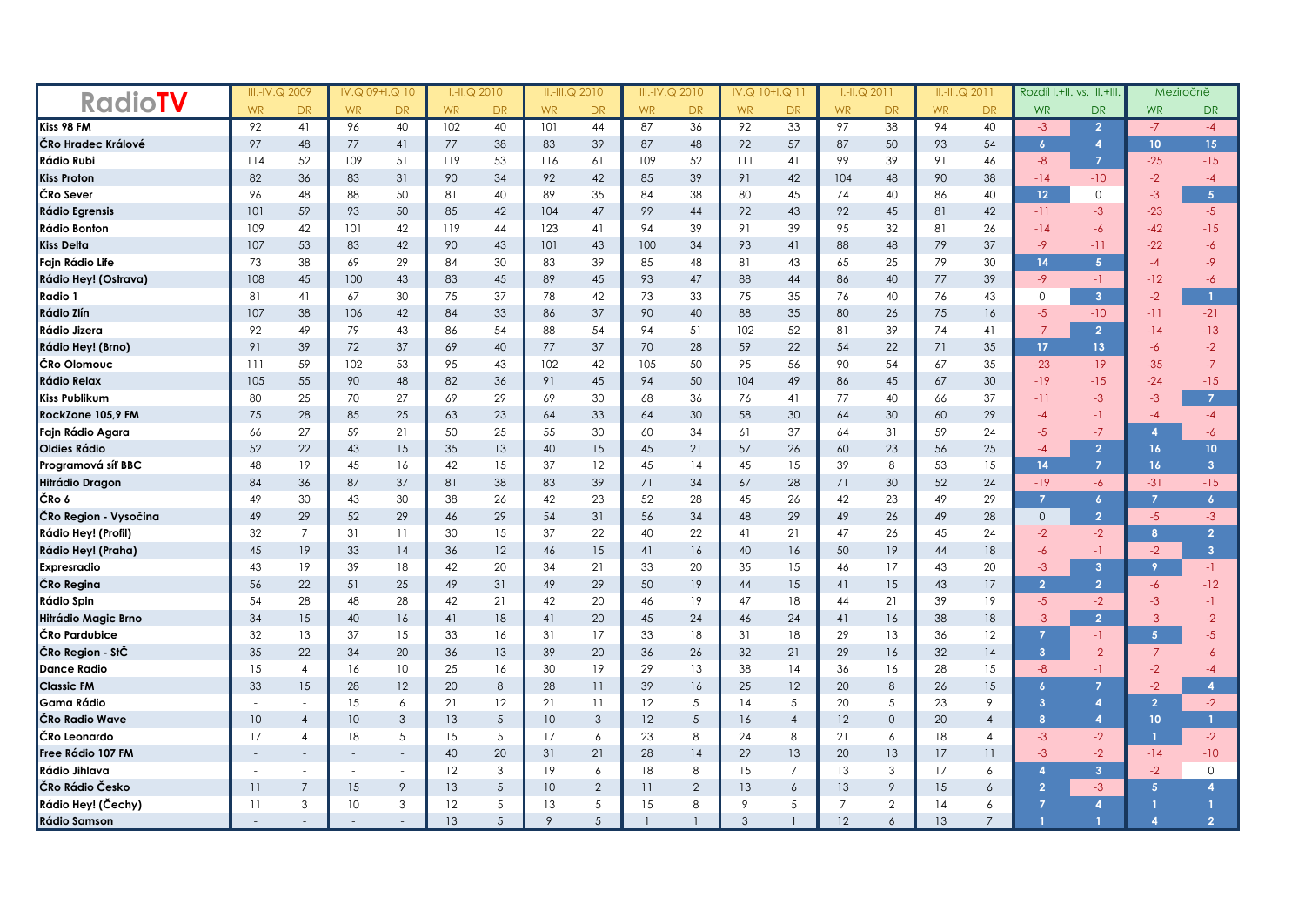| RadioTV | III.-IV.Q 2009 | | IV.Q 09+I.Q 10 | | I.-II.Q 2010 | | II.-III.Q 2010 | | III.-IV.Q 2010 | | IV.Q 10+I.Q 11 | | I.-II.Q 2011 | | II.-III.Q 2011 | | Rozdíl I.+II. vs. II.+III. | | Meziročně | |
|---|---|---|---|---|---|---|---|---|---|---|---|---|---|---|---|---|---|---|---|---|
| | WR | DR | WR | DR | WR | DR | WR | DR | WR | DR | WR | DR | WR | DR | WR | DR | WR | DR | WR | DR |
| Kiss 98 FM | 92 | 41 | 96 | 40 | 102 | 40 | 101 | 44 | 87 | 36 | 92 | 33 | 97 | 38 | 94 | 40 | -3 | 2 | -7 | -4 |
| ČRo Hradec Králové | 97 | 48 | 77 | 41 | 77 | 38 | 83 | 39 | 87 | 48 | 92 | 57 | 87 | 50 | 93 | 54 | 6 | 4 | 10 | 15 |
| Rádio Rubi | 114 | 52 | 109 | 51 | 119 | 53 | 116 | 61 | 109 | 52 | 111 | 41 | 99 | 39 | 91 | 46 | -8 | 7 | -25 | -15 |
| Kiss Proton | 82 | 36 | 83 | 31 | 90 | 34 | 92 | 42 | 85 | 39 | 91 | 42 | 104 | 48 | 90 | 38 | -14 | -10 | -2 | -4 |
| ČRo Sever | 96 | 48 | 88 | 50 | 81 | 40 | 89 | 35 | 84 | 38 | 80 | 45 | 74 | 40 | 86 | 40 | 12 | 0 | -3 | 5 |
| Rádio Egrensis | 101 | 59 | 93 | 50 | 85 | 42 | 104 | 47 | 99 | 44 | 92 | 43 | 92 | 45 | 81 | 42 | -11 | -3 | -23 | -5 |
| Rádio Bonton | 109 | 42 | 101 | 42 | 119 | 44 | 123 | 41 | 94 | 39 | 91 | 39 | 95 | 32 | 81 | 26 | -14 | -6 | -42 | -15 |
| Kiss Delta | 107 | 53 | 83 | 42 | 90 | 43 | 101 | 43 | 100 | 34 | 93 | 41 | 88 | 48 | 79 | 37 | -9 | -11 | -22 | -6 |
| Fajn Rádio Life | 73 | 38 | 69 | 29 | 84 | 30 | 83 | 39 | 85 | 48 | 81 | 43 | 65 | 25 | 79 | 30 | 14 | 5 | -4 | -9 |
| Rádio Hey! (Ostrava) | 108 | 45 | 100 | 43 | 83 | 45 | 89 | 45 | 93 | 47 | 88 | 44 | 86 | 40 | 77 | 39 | -9 | -1 | -12 | -6 |
| Radio 1 | 81 | 41 | 67 | 30 | 75 | 37 | 78 | 42 | 73 | 33 | 75 | 35 | 76 | 40 | 76 | 43 | 0 | 3 | -2 | 1 |
| Rádio Zlín | 107 | 38 | 106 | 42 | 84 | 33 | 86 | 37 | 90 | 40 | 88 | 35 | 80 | 26 | 75 | 16 | -5 | -10 | -11 | -21 |
| Rádio Jizera | 92 | 49 | 79 | 43 | 86 | 54 | 88 | 54 | 94 | 51 | 102 | 52 | 81 | 39 | 74 | 41 | -7 | 2 | -14 | -13 |
| Rádio Hey! (Brno) | 91 | 39 | 72 | 37 | 69 | 40 | 77 | 37 | 70 | 28 | 59 | 22 | 54 | 22 | 71 | 35 | 17 | 13 | -6 | -2 |
| ČRo Olomouc | 111 | 59 | 102 | 53 | 95 | 43 | 102 | 42 | 105 | 50 | 95 | 56 | 90 | 54 | 67 | 35 | -23 | -19 | -35 | -7 |
| Rádio Relax | 105 | 55 | 90 | 48 | 82 | 36 | 91 | 45 | 94 | 50 | 104 | 49 | 86 | 45 | 67 | 30 | -19 | -15 | -24 | -15 |
| Kiss Publikum | 80 | 25 | 70 | 27 | 69 | 29 | 69 | 30 | 68 | 36 | 76 | 41 | 77 | 40 | 66 | 37 | -11 | -3 | -3 | 7 |
| RockZone 105,9 FM | 75 | 28 | 85 | 25 | 63 | 23 | 64 | 33 | 64 | 30 | 58 | 30 | 64 | 30 | 60 | 29 | -4 | -1 | -4 | -4 |
| Fajn Rádio Agara | 66 | 27 | 59 | 21 | 50 | 25 | 55 | 30 | 60 | 34 | 61 | 37 | 64 | 31 | 59 | 24 | -5 | -7 | 4 | -6 |
| Oldies Rádio | 52 | 22 | 43 | 15 | 35 | 13 | 40 | 15 | 45 | 21 | 57 | 26 | 60 | 23 | 56 | 25 | -4 | 2 | 16 | 10 |
| Programová síť BBC | 48 | 19 | 45 | 16 | 42 | 15 | 37 | 12 | 45 | 14 | 45 | 15 | 39 | 8 | 53 | 15 | 14 | 7 | 16 | 3 |
| Hitrádio Dragon | 84 | 36 | 87 | 37 | 81 | 38 | 83 | 39 | 71 | 34 | 67 | 28 | 71 | 30 | 52 | 24 | -19 | -6 | -31 | -15 |
| ČRo 6 | 49 | 30 | 43 | 30 | 38 | 26 | 42 | 23 | 52 | 28 | 45 | 26 | 42 | 23 | 49 | 29 | 7 | 6 | 7 | 6 |
| ČRo Region - Vysočina | 49 | 29 | 52 | 29 | 46 | 29 | 54 | 31 | 56 | 34 | 48 | 29 | 49 | 26 | 49 | 28 | 0 | 2 | -5 | -3 |
| Rádio Hey! (Profil) | 32 | 7 | 31 | 11 | 30 | 15 | 37 | 22 | 40 | 22 | 41 | 21 | 47 | 26 | 45 | 24 | -2 | -2 | 8 | 2 |
| Rádio Hey! (Praha) | 45 | 19 | 33 | 14 | 36 | 12 | 46 | 15 | 41 | 16 | 40 | 16 | 50 | 19 | 44 | 18 | -6 | -1 | -2 | 3 |
| Expresradio | 43 | 19 | 39 | 18 | 42 | 20 | 34 | 21 | 33 | 20 | 35 | 15 | 46 | 17 | 43 | 20 | -3 | 3 | 9 | -1 |
| ČRo Regina | 56 | 22 | 51 | 25 | 49 | 31 | 49 | 29 | 50 | 19 | 44 | 15 | 41 | 15 | 43 | 17 | 2 | 2 | -6 | -12 |
| Rádio Spin | 54 | 28 | 48 | 28 | 42 | 21 | 42 | 20 | 46 | 19 | 47 | 18 | 44 | 21 | 39 | 19 | -5 | -2 | -3 | -1 |
| Hitrádio Magic Brno | 34 | 15 | 40 | 16 | 41 | 18 | 41 | 20 | 45 | 24 | 46 | 24 | 41 | 16 | 38 | 18 | -3 | 2 | -3 | -2 |
| ČRo Pardubice | 32 | 13 | 37 | 15 | 33 | 16 | 31 | 17 | 33 | 18 | 31 | 18 | 29 | 13 | 36 | 12 | 7 | -1 | 5 | -5 |
| ČRo Region - StČ | 35 | 22 | 34 | 20 | 36 | 13 | 39 | 20 | 36 | 26 | 32 | 21 | 29 | 16 | 32 | 14 | 3 | -2 | -7 | -6 |
| Dance Radio | 15 | 4 | 16 | 10 | 25 | 16 | 30 | 19 | 29 | 13 | 38 | 14 | 36 | 16 | 28 | 15 | -8 | -1 | -2 | -4 |
| Classic FM | 33 | 15 | 28 | 12 | 20 | 8 | 28 | 11 | 39 | 16 | 25 | 12 | 20 | 8 | 26 | 15 | 6 | 7 | -2 | 4 |
| Gama Rádio | - | - | 15 | 6 | 21 | 12 | 21 | 11 | 12 | 5 | 14 | 5 | 20 | 5 | 23 | 9 | 3 | 4 | 2 | -2 |
| ČRo Radio Wave | 10 | 4 | 10 | 3 | 13 | 5 | 10 | 3 | 12 | 5 | 16 | 4 | 12 | 0 | 20 | 4 | 8 | 4 | 10 | 1 |
| ČRo Leonardo | 17 | 4 | 18 | 5 | 15 | 5 | 17 | 6 | 23 | 8 | 24 | 8 | 21 | 6 | 18 | 4 | -3 | -2 | 1 | -2 |
| Free Rádio 107 FM | - | - | - | - | 40 | 20 | 31 | 21 | 28 | 14 | 29 | 13 | 20 | 13 | 17 | 11 | -3 | -2 | -14 | -10 |
| Rádio Jihlava | - | - | - | - | 12 | 3 | 19 | 6 | 18 | 8 | 15 | 7 | 13 | 3 | 17 | 6 | 4 | 3 | -2 | 0 |
| ČRo Rádio Česko | 11 | 7 | 15 | 9 | 13 | 5 | 10 | 2 | 11 | 2 | 13 | 6 | 13 | 9 | 15 | 6 | 2 | -3 | 5 | 4 |
| Rádio Hey! (Čechy) | 11 | 3 | 10 | 3 | 12 | 5 | 13 | 5 | 15 | 8 | 9 | 5 | 7 | 2 | 14 | 6 | 7 | 4 | 1 | 1 |
| Rádio Samson | - | - | - | - | 13 | 5 | 9 | 5 | 1 | 1 | 3 | 1 | 12 | 6 | 13 | 7 | 1 | 1 | 4 | 2 |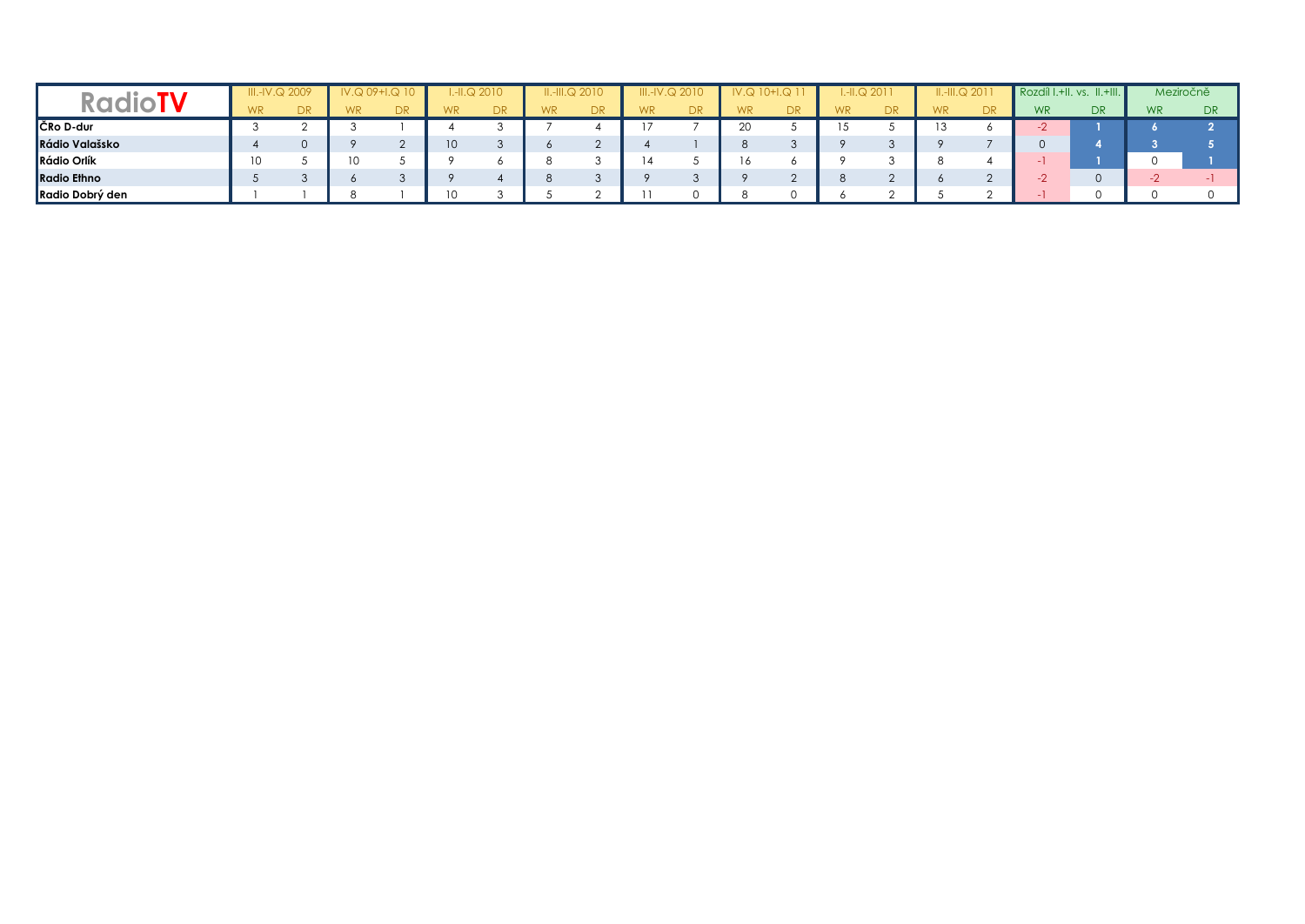| RadioTV | III.-IV.Q 2009 | | IV.Q 09+I.Q 10 | | I.-II.Q 2010 | | II.-III.Q 2010 | | III.-IV.Q 2010 | | IV.Q 10+I.Q 11 | | I.-II.Q 2011 | | II.-III.Q 2011 | | Rozdíl I.+II. vs. II.+III. | | Meziročně | |
|---|---|---|---|---|---|---|---|---|---|---|---|---|---|---|---|---|---|---|---|---|
| | WR | DR | WR | DR | WR | DR | WR | DR | WR | DR | WR | DR | WR | DR | WR | DR | WR | DR | WR | DR |
| **ČRo D-dur** | 3 | 2 | 3 | 1 | 4 | 3 | 7 | 4 | 17 | 7 | 20 | 5 | 15 | 5 | 13 | 6 | -2 | 1 | 6 | 2 |
| **Rádio Valašsko** | 4 | 0 | 9 | 2 | 10 | 3 | 6 | 2 | 4 | 1 | 8 | 3 | 9 | 3 | 9 | 7 | 0 | 4 | 3 | 5 |
| **Rádio Orlík** | 10 | 5 | 10 | 5 | 9 | 6 | 8 | 3 | 14 | 5 | 16 | 6 | 9 | 3 | 8 | 4 | -1 | 1 | 0 | 1 |
| **Radio Ethno** | 5 | 3 | 6 | 3 | 9 | 4 | 8 | 3 | 9 | 3 | 9 | 2 | 8 | 2 | 6 | 2 | -2 | 0 | -2 | -1 |
| **Radio Dobrý den** | 1 | 1 | 8 | 1 | 10 | 3 | 5 | 2 | 11 | 0 | 8 | 0 | 6 | 2 | 5 | 2 | -1 | 0 | 0 | 0 |